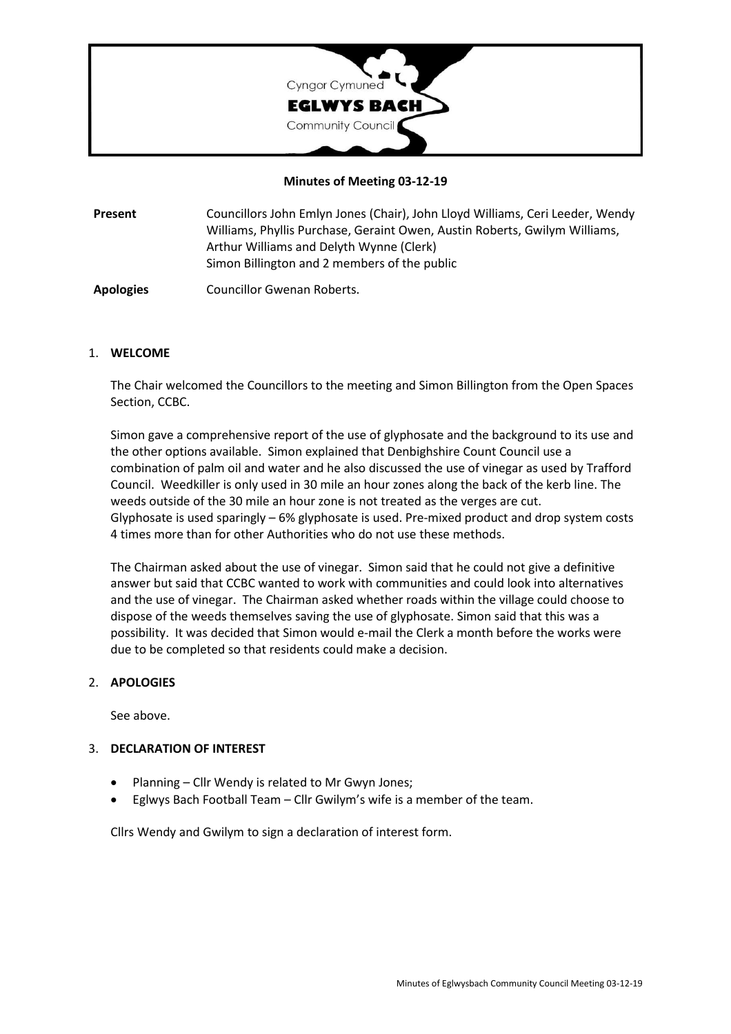Cyngor Cymuned
**EGLWYS BACH**
Community Council

**Minutes of Meeting 03-12-19**

| | |
|---|---|
| **Present** | Councillors John Emlyn Jones (Chair), John Lloyd Williams, Ceri Leeder, Wendy Williams, Phyllis Purchase, Geraint Owen, Austin Roberts, Gwilym Williams, Arthur Williams and Delyth Wynne (Clerk)<br>Simon Billington and 2 members of the public |
| **Apologies** | Councillor Gwenan Roberts. |

1. **WELCOME**

   The Chair welcomed the Councillors to the meeting and Simon Billington from the Open Spaces Section, CCBC.

   Simon gave a comprehensive report of the use of glyphosate and the background to its use and the other options available. Simon explained that Denbighshire Count Council use a combination of palm oil and water and he also discussed the use of vinegar as used by Trafford Council. Weedkiller is only used in 30 mile an hour zones along the back of the kerb line. The weeds outside of the 30 mile an hour zone is not treated as the verges are cut. Glyphosate is used sparingly – 6% glyphosate is used. Pre-mixed product and drop system costs 4 times more than for other Authorities who do not use these methods.

   The Chairman asked about the use of vinegar. Simon said that he could not give a definitive answer but said that CCBC wanted to work with communities and could look into alternatives and the use of vinegar. The Chairman asked whether roads within the village could choose to dispose of the weeds themselves saving the use of glyphosate. Simon said that this was a possibility. It was decided that Simon would e-mail the Clerk a month before the works were due to be completed so that residents could make a decision.

2. **APOLOGIES**

   See above.

3. **DECLARATION OF INTEREST**

   - Planning – Cllr Wendy is related to Mr Gwyn Jones;
   - Eglwys Bach Football Team – Cllr Gwilym's wife is a member of the team.

   Cllrs Wendy and Gwilym to sign a declaration of interest form.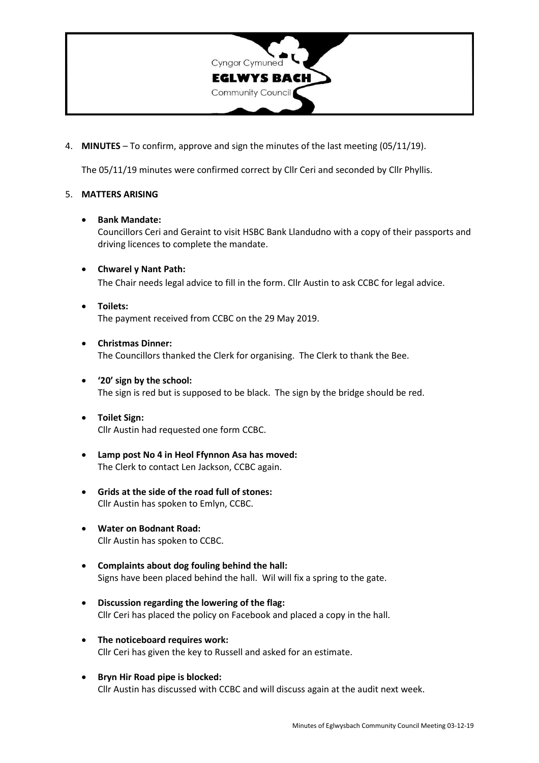4. **MINUTES** – To confirm, approve and sign the minutes of the last meeting (05/11/19).

   The 05/11/19 minutes were confirmed correct by Cllr Ceri and seconded by Cllr Phyllis.

5. **MATTERS ARISING**

   - **Bank Mandate:**
     Councillors Ceri and Geraint to visit HSBC Bank Llandudno with a copy of their passports and driving licences to complete the mandate.

   - **Chwarel y Nant Path:**
     The Chair needs legal advice to fill in the form. Cllr Austin to ask CCBC for legal advice.

   - **Toilets:**
     The payment received from CCBC on the 29 May 2019.

   - **Christmas Dinner:**
     The Councillors thanked the Clerk for organising. The Clerk to thank the Bee.

   - **'20' sign by the school:**
     The sign is red but is supposed to be black. The sign by the bridge should be red.

   - **Toilet Sign:**
     Cllr Austin had requested one form CCBC.

   - **Lamp post No 4 in Heol Ffynnon Asa has moved:**
     The Clerk to contact Len Jackson, CCBC again.

   - **Grids at the side of the road full of stones:**
     Cllr Austin has spoken to Emlyn, CCBC.

   - **Water on Bodnant Road:**
     Cllr Austin has spoken to CCBC.

   - **Complaints about dog fouling behind the hall:**
     Signs have been placed behind the hall. Wil will fix a spring to the gate.

   - **Discussion regarding the lowering of the flag:**
     Cllr Ceri has placed the policy on Facebook and placed a copy in the hall.

   - **The noticeboard requires work:**
     Cllr Ceri has given the key to Russell and asked for an estimate.

   - **Bryn Hir Road pipe is blocked:**
     Cllr Austin has discussed with CCBC and will discuss again at the audit next week.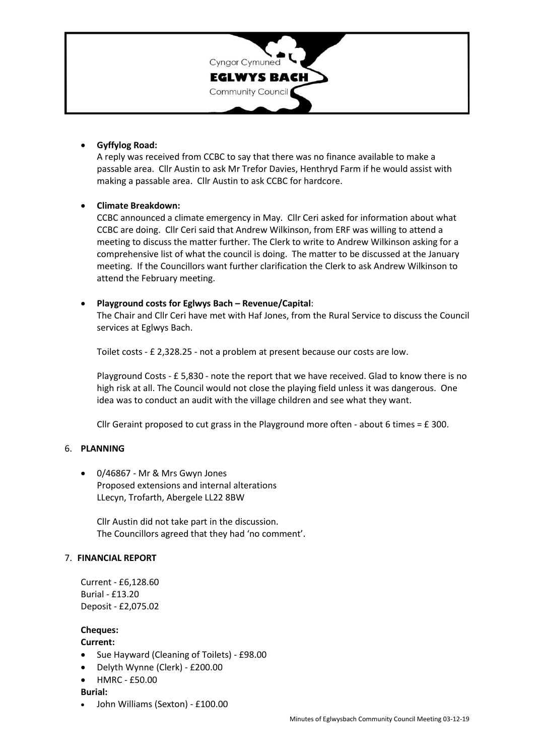- **Gyffylog Road:**
  A reply was received from CCBC to say that there was no finance available to make a passable area. Cllr Austin to ask Mr Trefor Davies, Henthryd Farm if he would assist with making a passable area. Cllr Austin to ask CCBC for hardcore.

- **Climate Breakdown:**
  CCBC announced a climate emergency in May. Cllr Ceri asked for information about what CCBC are doing. Cllr Ceri said that Andrew Wilkinson, from ERF was willing to attend a meeting to discuss the matter further. The Clerk to write to Andrew Wilkinson asking for a comprehensive list of what the council is doing. The matter to be discussed at the January meeting. If the Councillors want further clarification the Clerk to ask Andrew Wilkinson to attend the February meeting.

- **Playground costs for Eglwys Bach – Revenue/Capital**:
  The Chair and Cllr Ceri have met with Haf Jones, from the Rural Service to discuss the Council services at Eglwys Bach.

  Toilet costs - £ 2,328.25 - not a problem at present because our costs are low.

  Playground Costs - £ 5,830 - note the report that we have received. Glad to know there is no high risk at all. The Council would not close the playing field unless it was dangerous. One idea was to conduct an audit with the village children and see what they want.

  Cllr Geraint proposed to cut grass in the Playground more often - about 6 times = £ 300.

## 6. PLANNING

- 0/46867 - Mr & Mrs Gwyn Jones
  Proposed extensions and internal alterations
  LLecyn, Trofarth, Abergele LL22 8BW

  Cllr Austin did not take part in the discussion.
  The Councillors agreed that they had 'no comment'.

## 7. FINANCIAL REPORT

Current - £6,128.60
Burial - £13.20
Deposit - £2,075.02

**Cheques:**

**Current:**

- Sue Hayward (Cleaning of Toilets) - £98.00
- Delyth Wynne (Clerk) - £200.00
- HMRC - £50.00

**Burial:**

- John Williams (Sexton) - £100.00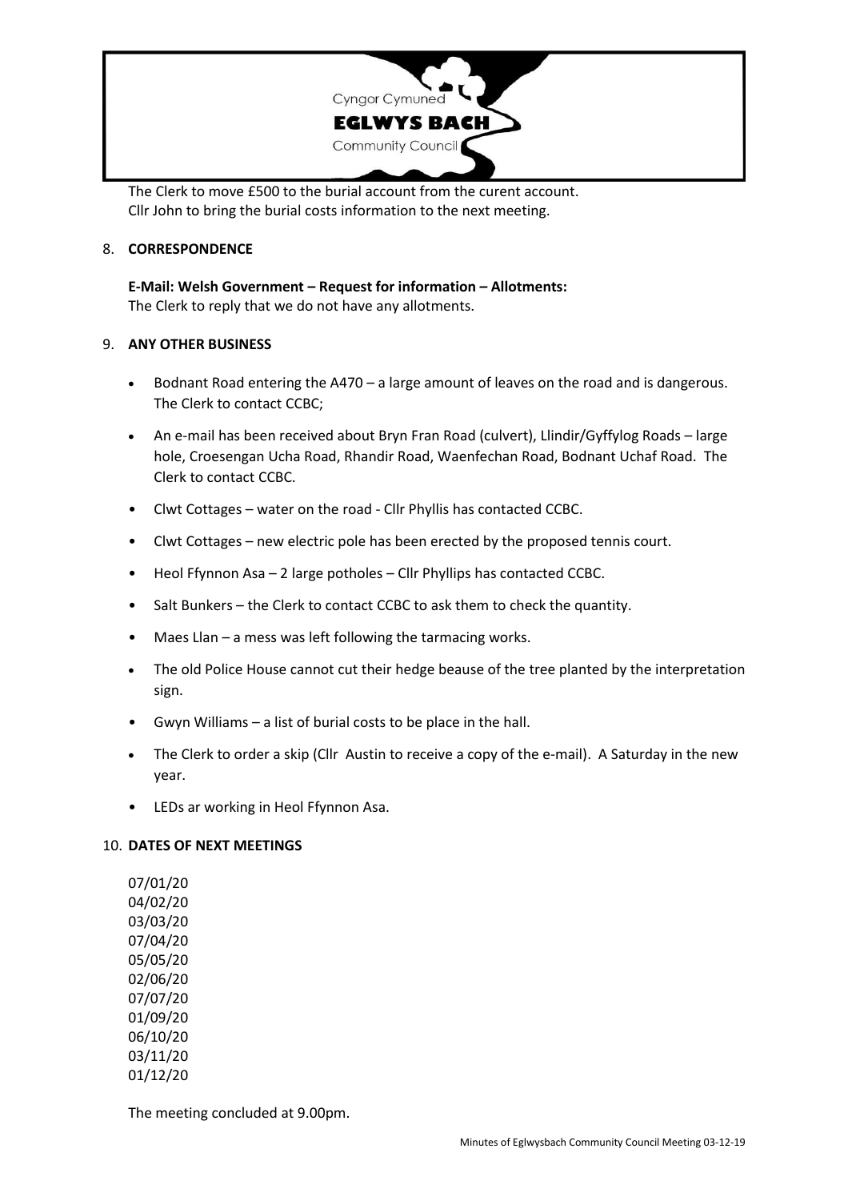The Clerk to move £500 to the burial account from the curent account.
Cllr John to bring the burial costs information to the next meeting.

8. **CORRESPONDENCE**

**E-Mail: Welsh Government – Request for information – Allotments:**
The Clerk to reply that we do not have any allotments.

9. **ANY OTHER BUSINESS**

- Bodnant Road entering the A470 – a large amount of leaves on the road and is dangerous. The Clerk to contact CCBC;
- An e-mail has been received about Bryn Fran Road (culvert), Llindir/Gyffylog Roads – large hole, Croesengan Ucha Road, Rhandir Road, Waenfechan Road, Bodnant Uchaf Road. The Clerk to contact CCBC.
- Clwt Cottages – water on the road - Cllr Phyllis has contacted CCBC.
- Clwt Cottages – new electric pole has been erected by the proposed tennis court.
- Heol Ffynnon Asa – 2 large potholes – Cllr Phyllips has contacted CCBC.
- Salt Bunkers – the Clerk to contact CCBC to ask them to check the quantity.
- Maes Llan – a mess was left following the tarmacing works.
- The old Police House cannot cut their hedge beause of the tree planted by the interpretation sign.
- Gwyn Williams – a list of burial costs to be place in the hall.
- The Clerk to order a skip (Cllr Austin to receive a copy of the e-mail). A Saturday in the new year.
- LEDs ar working in Heol Ffynnon Asa.

10. **DATES OF NEXT MEETINGS**

07/01/20
04/02/20
03/03/20
07/04/20
05/05/20
02/06/20
07/07/20
01/09/20
06/10/20
03/11/20
01/12/20

The meeting concluded at 9.00pm.